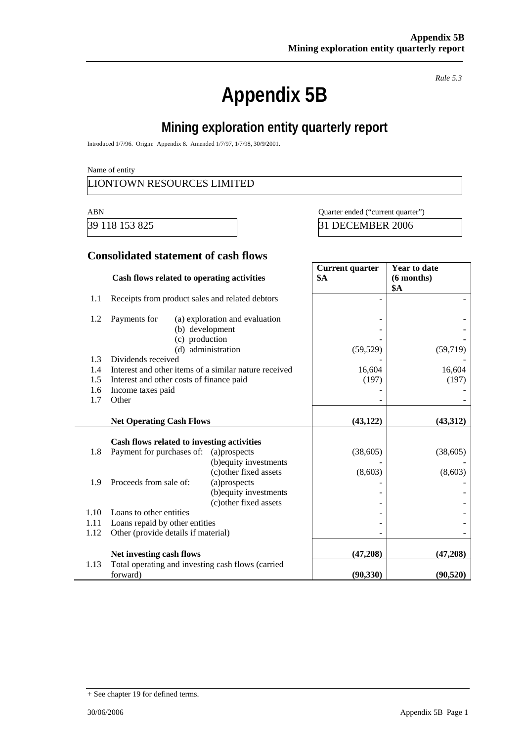*Rule 5.3*

# Appendix 5B

## Mining exploration entity quarterly report

Introduced 1/7/96. Origin: Appendix 8. Amended 1/7/97, 1/7/98, 30/9/2001.

Name of entity

LIONTOWN RESOURCES LIMITED

| ABN | Quarter ended ("current quarter") |
|---|---|
| 39 118 153 825 | 31 DECEMBER 2006 |

### Consolidated statement of cash flows

| | Cash flows related to operating activities | Current quarter $A | Year to date (6 months) $A |
|---|---|---|---|
| 1.1 | Receipts from product sales and related debtors | - | - |
| 1.2 | Payments for (a) exploration and evaluation | - | - |
| | (b) development | - | - |
| | (c) production | - | - |
| | (d) administration | (59,529) | (59,719) |
| 1.3 | Dividends received | - | - |
| 1.4 | Interest and other items of a similar nature received | 16,604 | 16,604 |
| 1.5 | Interest and other costs of finance paid | (197) | (197) |
| 1.6 | Income taxes paid | - | - |
| 1.7 | Other | - | - |
| | **Net Operating Cash Flows** | **(43,122)** | **(43,312)** |
| | **Cash flows related to investing activities** | | |
| 1.8 | Payment for purchases of: (a)prospects | (38,605) | (38,605) |
| | (b)equity investments | - | - |
| | (c)other fixed assets | (8,603) | (8,603) |
| 1.9 | Proceeds from sale of: (a)prospects | - | - |
| | (b)equity investments | - | - |
| | (c)other fixed assets | - | - |
| 1.10 | Loans to other entities | - | - |
| 1.11 | Loans repaid by other entities | - | - |
| 1.12 | Other (provide details if material) | - | - |
| | **Net investing cash flows** | **(47,208)** | **(47,208)** |
| 1.13 | Total operating and investing cash flows (carried forward) | **(90,330)** | **(90,520)** |

+ See chapter 19 for defined terms.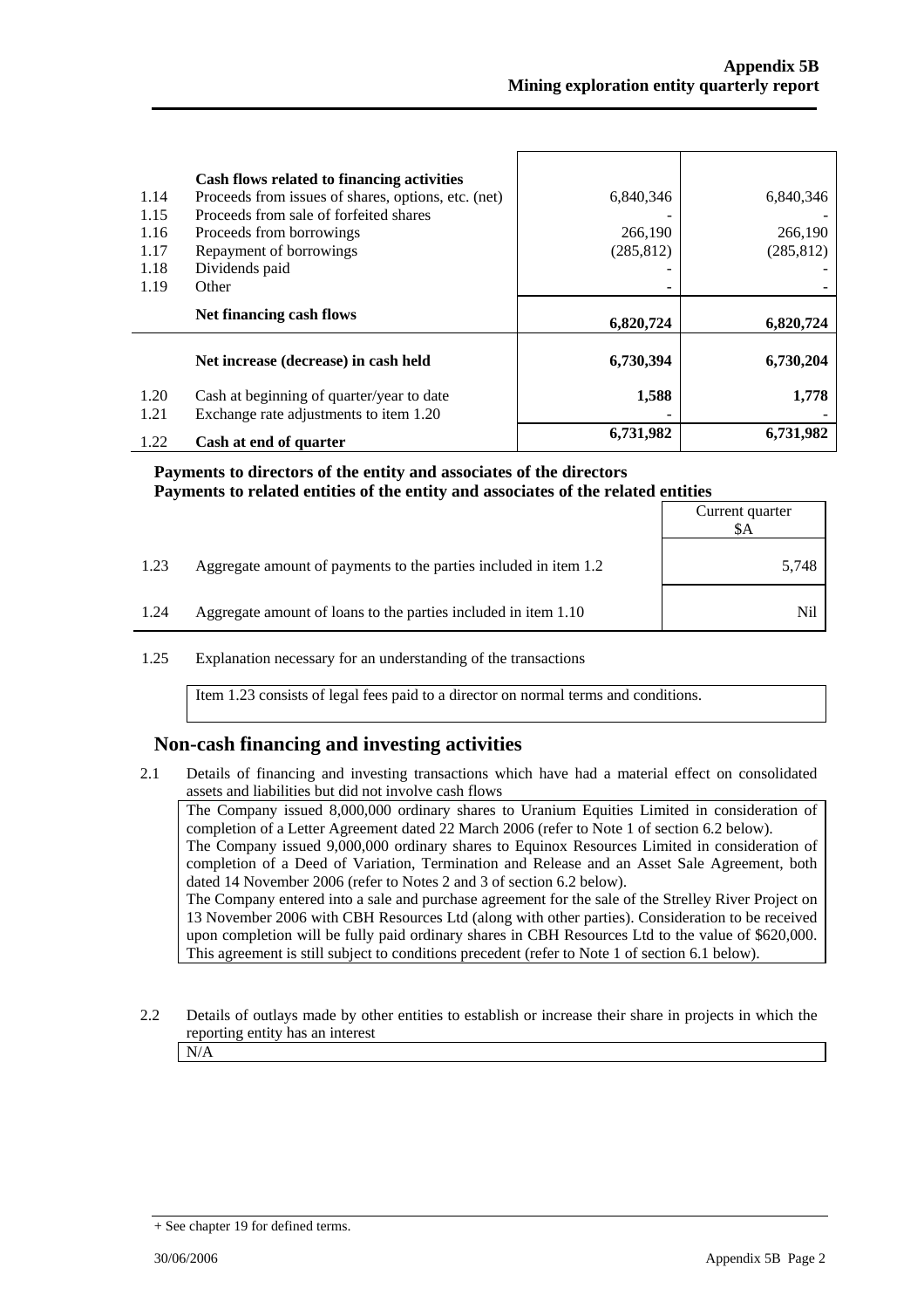| | | | |
|---|---|---|---|
| | **Cash flows related to financing activities** | | |
| 1.14 | Proceeds from issues of shares, options, etc. (net) | 6,840,346 | 6,840,346 |
| 1.15 | Proceeds from sale of forfeited shares | - | - |
| 1.16 | Proceeds from borrowings | 266,190 | 266,190 |
| 1.17 | Repayment of borrowings | (285,812) | (285,812) |
| 1.18 | Dividends paid | - | - |
| 1.19 | Other | - | - |
| | **Net financing cash flows** | **6,820,724** | **6,820,724** |
| | **Net increase (decrease) in cash held** | **6,730,394** | **6,730,204** |
| 1.20 | Cash at beginning of quarter/year to date | **1,588** | **1,778** |
| 1.21 | Exchange rate adjustments to item 1.20 | - | - |
| 1.22 | **Cash at end of quarter** | **6,731,982** | **6,731,982** |

**Payments to directors of the entity and associates of the directors**
**Payments to related entities of the entity and associates of the related entities**

| | | Current quarter $A |
|---|---|---|
| 1.23 | Aggregate amount of payments to the parties included in item 1.2 | 5,748 |
| 1.24 | Aggregate amount of loans to the parties included in item 1.10 | Nil |

1.25 Explanation necessary for an understanding of the transactions

Item 1.23 consists of legal fees paid to a director on normal terms and conditions.

## Non-cash financing and investing activities

2.1 Details of financing and investing transactions which have had a material effect on consolidated assets and liabilities but did not involve cash flows

The Company issued 8,000,000 ordinary shares to Uranium Equities Limited in consideration of completion of a Letter Agreement dated 22 March 2006 (refer to Note 1 of section 6.2 below).
The Company issued 9,000,000 ordinary shares to Equinox Resources Limited in consideration of completion of a Deed of Variation, Termination and Release and an Asset Sale Agreement, both dated 14 November 2006 (refer to Notes 2 and 3 of section 6.2 below).
The Company entered into a sale and purchase agreement for the sale of the Strelley River Project on 13 November 2006 with CBH Resources Ltd (along with other parties). Consideration to be received upon completion will be fully paid ordinary shares in CBH Resources Ltd to the value of $620,000. This agreement is still subject to conditions precedent (refer to Note 1 of section 6.1 below).

2.2 Details of outlays made by other entities to establish or increase their share in projects in which the reporting entity has an interest

N/A

+ See chapter 19 for defined terms.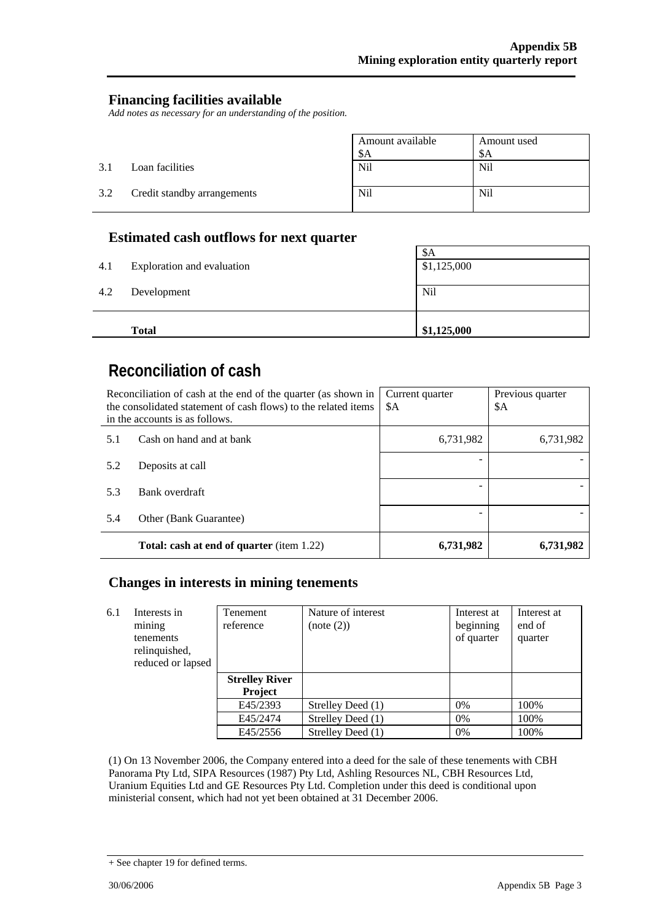## Financing facilities available

*Add notes as necessary for an understanding of the position.*

| | | Amount available $A | Amount used $A |
|---|---|---|---|
| 3.1 | Loan facilities | Nil | Nil |
| 3.2 | Credit standby arrangements | Nil | Nil |

## Estimated cash outflows for next quarter

| | | $A |
|---|---|---|
| 4.1 | Exploration and evaluation | $1,125,000 |
| 4.2 | Development | Nil |
| | **Total** | **$1,125,000** |

# Reconciliation of cash

| Reconciliation of cash at the end of the quarter (as shown in the consolidated statement of cash flows) to the related items in the accounts is as follows. | | Current quarter $A | Previous quarter $A |
|---|---|---|---|
| 5.1 | Cash on hand and at bank | 6,731,982 | 6,731,982 |
| 5.2 | Deposits at call | - | - |
| 5.3 | Bank overdraft | - | - |
| 5.4 | Other (Bank Guarantee) | - | - |
| | **Total: cash at end of quarter** (item 1.22) | **6,731,982** | **6,731,982** |

## Changes in interests in mining tenements

| | | Tenement reference | Nature of interest (note (2)) | Interest at beginning of quarter | Interest at end of quarter |
|---|---|---|---|---|---|
| 6.1 | Interests in mining tenements relinquished, reduced or lapsed | **Strelley River Project** | | | |
| | | E45/2393 | Strelley Deed (1) | 0% | 100% |
| | | E45/2474 | Strelley Deed (1) | 0% | 100% |
| | | E45/2556 | Strelley Deed (1) | 0% | 100% |

(1) On 13 November 2006, the Company entered into a deed for the sale of these tenements with CBH Panorama Pty Ltd, SIPA Resources (1987) Pty Ltd, Ashling Resources NL, CBH Resources Ltd, Uranium Equities Ltd and GE Resources Pty Ltd. Completion under this deed is conditional upon ministerial consent, which had not yet been obtained at 31 December 2006.

+ See chapter 19 for defined terms.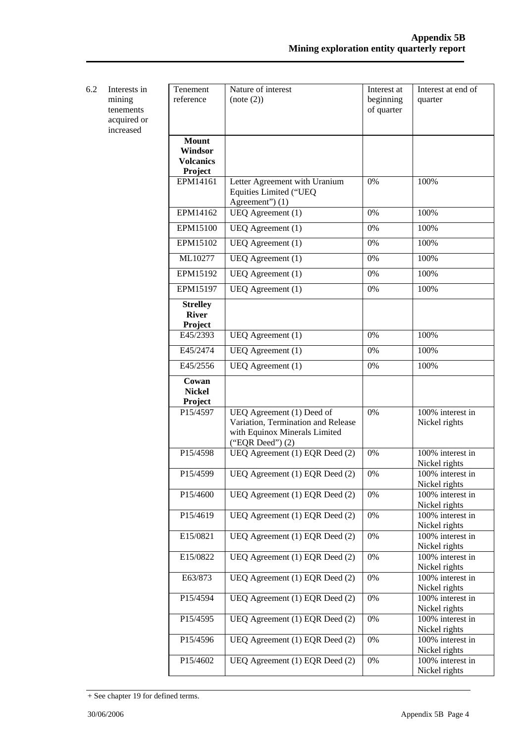6.2 Interests in mining tenements acquired or increased

| Tenement reference | Nature of interest (note (2)) | Interest at beginning of quarter | Interest at end of quarter |
|---|---|---|---|
| **Mount Windsor Volcanics Project** | | | |
| EPM14161 | Letter Agreement with Uranium Equities Limited ("UEQ Agreement") (1) | 0% | 100% |
| EPM14162 | UEQ Agreement (1) | 0% | 100% |
| EPM15100 | UEQ Agreement (1) | 0% | 100% |
| EPM15102 | UEQ Agreement (1) | 0% | 100% |
| ML10277 | UEQ Agreement (1) | 0% | 100% |
| EPM15192 | UEQ Agreement (1) | 0% | 100% |
| EPM15197 | UEQ Agreement (1) | 0% | 100% |
| **Strelley River Project** | | | |
| E45/2393 | UEQ Agreement (1) | 0% | 100% |
| E45/2474 | UEQ Agreement (1) | 0% | 100% |
| E45/2556 | UEQ Agreement (1) | 0% | 100% |
| **Cowan Nickel Project** | | | |
| P15/4597 | UEQ Agreement (1) Deed of Variation, Termination and Release with Equinox Minerals Limited ("EQR Deed") (2) | 0% | 100% interest in Nickel rights |
| P15/4598 | UEQ Agreement (1) EQR Deed (2) | 0% | 100% interest in Nickel rights |
| P15/4599 | UEQ Agreement (1) EQR Deed (2) | 0% | 100% interest in Nickel rights |
| P15/4600 | UEQ Agreement (1) EQR Deed (2) | 0% | 100% interest in Nickel rights |
| P15/4619 | UEQ Agreement (1) EQR Deed (2) | 0% | 100% interest in Nickel rights |
| E15/0821 | UEQ Agreement (1) EQR Deed (2) | 0% | 100% interest in Nickel rights |
| E15/0822 | UEQ Agreement (1) EQR Deed (2) | 0% | 100% interest in Nickel rights |
| E63/873 | UEQ Agreement (1) EQR Deed (2) | 0% | 100% interest in Nickel rights |
| P15/4594 | UEQ Agreement (1) EQR Deed (2) | 0% | 100% interest in Nickel rights |
| P15/4595 | UEQ Agreement (1) EQR Deed (2) | 0% | 100% interest in Nickel rights |
| P15/4596 | UEQ Agreement (1) EQR Deed (2) | 0% | 100% interest in Nickel rights |
| P15/4602 | UEQ Agreement (1) EQR Deed (2) | 0% | 100% interest in Nickel rights |

+ See chapter 19 for defined terms.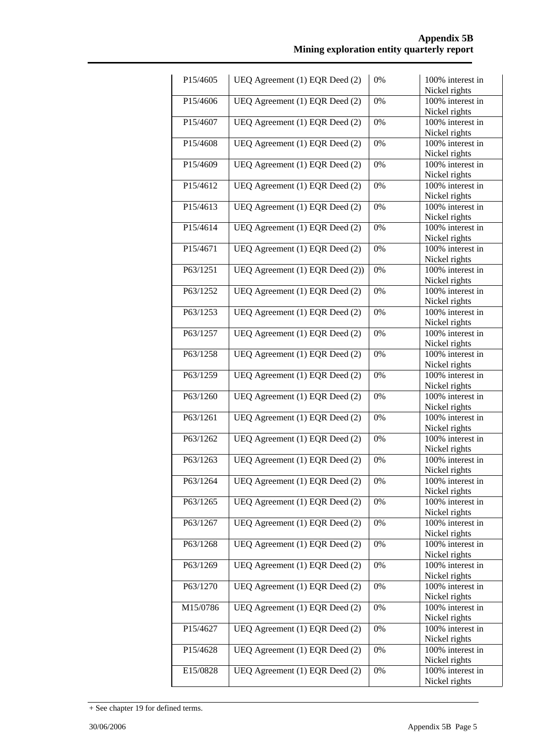| | | | |
|---|---|---|---|
| P15/4605 | UEQ Agreement (1) EQR Deed (2) | 0% | 100% interest in Nickel rights |
| P15/4606 | UEQ Agreement (1) EQR Deed (2) | 0% | 100% interest in Nickel rights |
| P15/4607 | UEQ Agreement (1) EQR Deed (2) | 0% | 100% interest in Nickel rights |
| P15/4608 | UEQ Agreement (1) EQR Deed (2) | 0% | 100% interest in Nickel rights |
| P15/4609 | UEQ Agreement (1) EQR Deed (2) | 0% | 100% interest in Nickel rights |
| P15/4612 | UEQ Agreement (1) EQR Deed (2) | 0% | 100% interest in Nickel rights |
| P15/4613 | UEQ Agreement (1) EQR Deed (2) | 0% | 100% interest in Nickel rights |
| P15/4614 | UEQ Agreement (1) EQR Deed (2) | 0% | 100% interest in Nickel rights |
| P15/4671 | UEQ Agreement (1) EQR Deed (2) | 0% | 100% interest in Nickel rights |
| P63/1251 | UEQ Agreement (1) EQR Deed (2)) | 0% | 100% interest in Nickel rights |
| P63/1252 | UEQ Agreement (1) EQR Deed (2) | 0% | 100% interest in Nickel rights |
| P63/1253 | UEQ Agreement (1) EQR Deed (2) | 0% | 100% interest in Nickel rights |
| P63/1257 | UEQ Agreement (1) EQR Deed (2) | 0% | 100% interest in Nickel rights |
| P63/1258 | UEQ Agreement (1) EQR Deed (2) | 0% | 100% interest in Nickel rights |
| P63/1259 | UEQ Agreement (1) EQR Deed (2) | 0% | 100% interest in Nickel rights |
| P63/1260 | UEQ Agreement (1) EQR Deed (2) | 0% | 100% interest in Nickel rights |
| P63/1261 | UEQ Agreement (1) EQR Deed (2) | 0% | 100% interest in Nickel rights |
| P63/1262 | UEQ Agreement (1) EQR Deed (2) | 0% | 100% interest in Nickel rights |
| P63/1263 | UEQ Agreement (1) EQR Deed (2) | 0% | 100% interest in Nickel rights |
| P63/1264 | UEQ Agreement (1) EQR Deed (2) | 0% | 100% interest in Nickel rights |
| P63/1265 | UEQ Agreement (1) EQR Deed (2) | 0% | 100% interest in Nickel rights |
| P63/1267 | UEQ Agreement (1) EQR Deed (2) | 0% | 100% interest in Nickel rights |
| P63/1268 | UEQ Agreement (1) EQR Deed (2) | 0% | 100% interest in Nickel rights |
| P63/1269 | UEQ Agreement (1) EQR Deed (2) | 0% | 100% interest in Nickel rights |
| P63/1270 | UEQ Agreement (1) EQR Deed (2) | 0% | 100% interest in Nickel rights |
| M15/0786 | UEQ Agreement (1) EQR Deed (2) | 0% | 100% interest in Nickel rights |
| P15/4627 | UEQ Agreement (1) EQR Deed (2) | 0% | 100% interest in Nickel rights |
| P15/4628 | UEQ Agreement (1) EQR Deed (2) | 0% | 100% interest in Nickel rights |
| E15/0828 | UEQ Agreement (1) EQR Deed (2) | 0% | 100% interest in Nickel rights |

+ See chapter 19 for defined terms.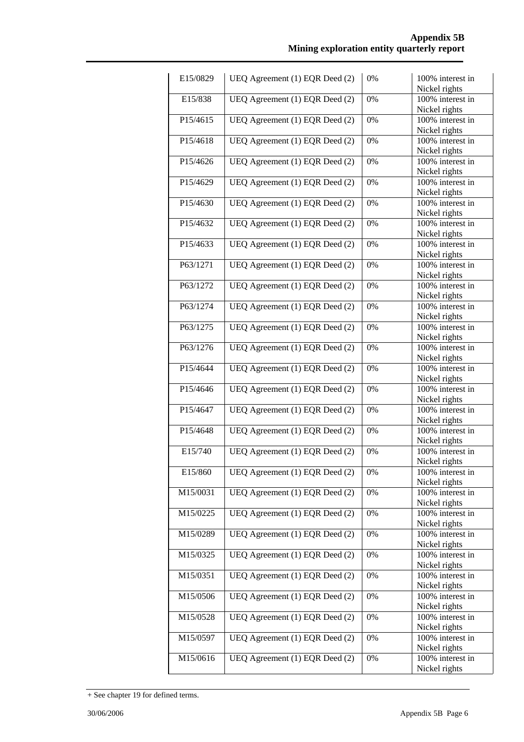| | | | |
|---|---|---|---|
| E15/0829 | UEQ Agreement (1) EQR Deed (2) | 0% | 100% interest in Nickel rights |
| E15/838 | UEQ Agreement (1) EQR Deed (2) | 0% | 100% interest in Nickel rights |
| P15/4615 | UEQ Agreement (1) EQR Deed (2) | 0% | 100% interest in Nickel rights |
| P15/4618 | UEQ Agreement (1) EQR Deed (2) | 0% | 100% interest in Nickel rights |
| P15/4626 | UEQ Agreement (1) EQR Deed (2) | 0% | 100% interest in Nickel rights |
| P15/4629 | UEQ Agreement (1) EQR Deed (2) | 0% | 100% interest in Nickel rights |
| P15/4630 | UEQ Agreement (1) EQR Deed (2) | 0% | 100% interest in Nickel rights |
| P15/4632 | UEQ Agreement (1) EQR Deed (2) | 0% | 100% interest in Nickel rights |
| P15/4633 | UEQ Agreement (1) EQR Deed (2) | 0% | 100% interest in Nickel rights |
| P63/1271 | UEQ Agreement (1) EQR Deed (2) | 0% | 100% interest in Nickel rights |
| P63/1272 | UEQ Agreement (1) EQR Deed (2) | 0% | 100% interest in Nickel rights |
| P63/1274 | UEQ Agreement (1) EQR Deed (2) | 0% | 100% interest in Nickel rights |
| P63/1275 | UEQ Agreement (1) EQR Deed (2) | 0% | 100% interest in Nickel rights |
| P63/1276 | UEQ Agreement (1) EQR Deed (2) | 0% | 100% interest in Nickel rights |
| P15/4644 | UEQ Agreement (1) EQR Deed (2) | 0% | 100% interest in Nickel rights |
| P15/4646 | UEQ Agreement (1) EQR Deed (2) | 0% | 100% interest in Nickel rights |
| P15/4647 | UEQ Agreement (1) EQR Deed (2) | 0% | 100% interest in Nickel rights |
| P15/4648 | UEQ Agreement (1) EQR Deed (2) | 0% | 100% interest in Nickel rights |
| E15/740 | UEQ Agreement (1) EQR Deed (2) | 0% | 100% interest in Nickel rights |
| E15/860 | UEQ Agreement (1) EQR Deed (2) | 0% | 100% interest in Nickel rights |
| M15/0031 | UEQ Agreement (1) EQR Deed (2) | 0% | 100% interest in Nickel rights |
| M15/0225 | UEQ Agreement (1) EQR Deed (2) | 0% | 100% interest in Nickel rights |
| M15/0289 | UEQ Agreement (1) EQR Deed (2) | 0% | 100% interest in Nickel rights |
| M15/0325 | UEQ Agreement (1) EQR Deed (2) | 0% | 100% interest in Nickel rights |
| M15/0351 | UEQ Agreement (1) EQR Deed (2) | 0% | 100% interest in Nickel rights |
| M15/0506 | UEQ Agreement (1) EQR Deed (2) | 0% | 100% interest in Nickel rights |
| M15/0528 | UEQ Agreement (1) EQR Deed (2) | 0% | 100% interest in Nickel rights |
| M15/0597 | UEQ Agreement (1) EQR Deed (2) | 0% | 100% interest in Nickel rights |
| M15/0616 | UEQ Agreement (1) EQR Deed (2) | 0% | 100% interest in Nickel rights |

+ See chapter 19 for defined terms.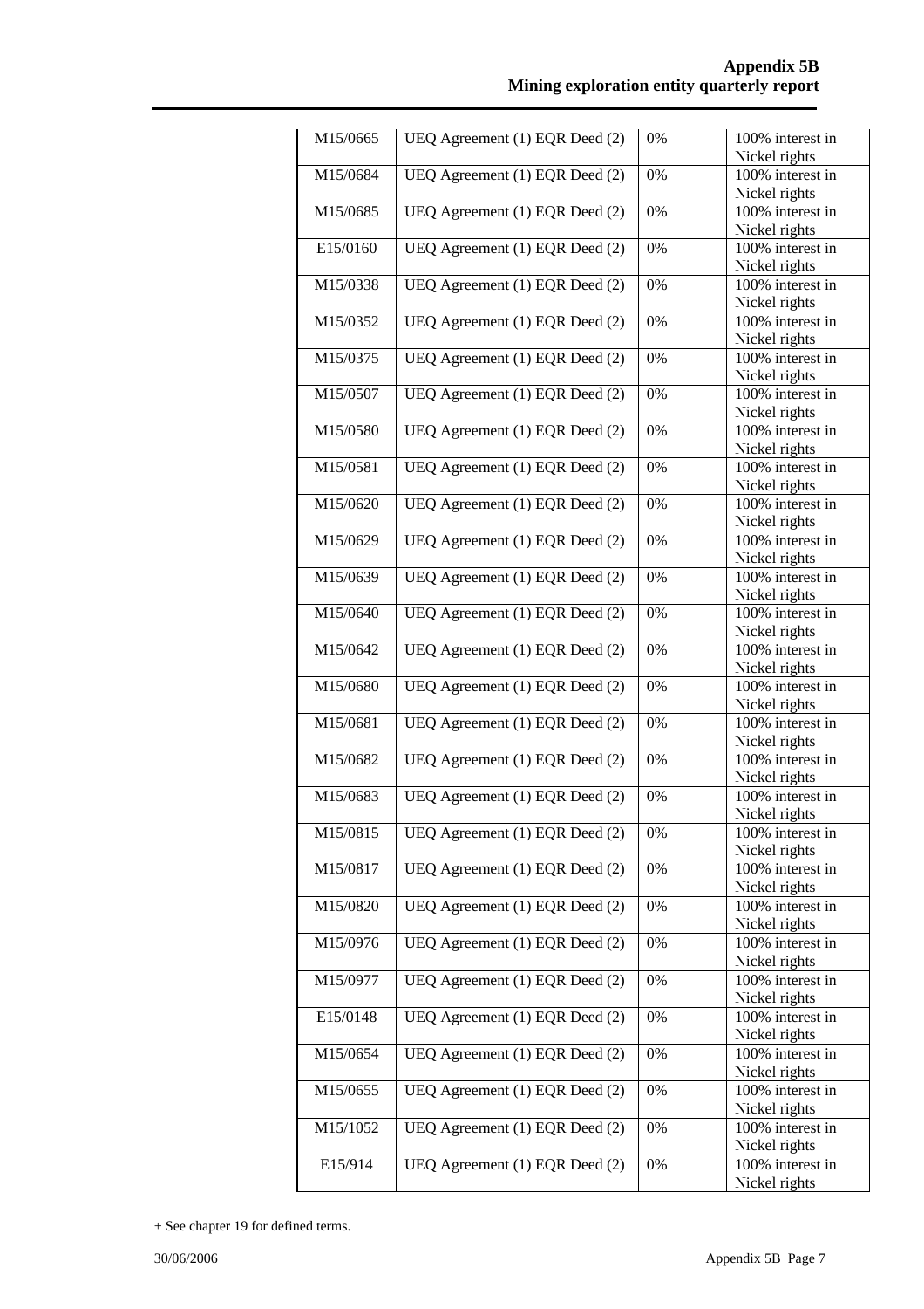| | | | |
|---|---|---|---|
| M15/0665 | UEQ Agreement (1) EQR Deed (2) | 0% | 100% interest in Nickel rights |
| M15/0684 | UEQ Agreement (1) EQR Deed (2) | 0% | 100% interest in Nickel rights |
| M15/0685 | UEQ Agreement (1) EQR Deed (2) | 0% | 100% interest in Nickel rights |
| E15/0160 | UEQ Agreement (1) EQR Deed (2) | 0% | 100% interest in Nickel rights |
| M15/0338 | UEQ Agreement (1) EQR Deed (2) | 0% | 100% interest in Nickel rights |
| M15/0352 | UEQ Agreement (1) EQR Deed (2) | 0% | 100% interest in Nickel rights |
| M15/0375 | UEQ Agreement (1) EQR Deed (2) | 0% | 100% interest in Nickel rights |
| M15/0507 | UEQ Agreement (1) EQR Deed (2) | 0% | 100% interest in Nickel rights |
| M15/0580 | UEQ Agreement (1) EQR Deed (2) | 0% | 100% interest in Nickel rights |
| M15/0581 | UEQ Agreement (1) EQR Deed (2) | 0% | 100% interest in Nickel rights |
| M15/0620 | UEQ Agreement (1) EQR Deed (2) | 0% | 100% interest in Nickel rights |
| M15/0629 | UEQ Agreement (1) EQR Deed (2) | 0% | 100% interest in Nickel rights |
| M15/0639 | UEQ Agreement (1) EQR Deed (2) | 0% | 100% interest in Nickel rights |
| M15/0640 | UEQ Agreement (1) EQR Deed (2) | 0% | 100% interest in Nickel rights |
| M15/0642 | UEQ Agreement (1) EQR Deed (2) | 0% | 100% interest in Nickel rights |
| M15/0680 | UEQ Agreement (1) EQR Deed (2) | 0% | 100% interest in Nickel rights |
| M15/0681 | UEQ Agreement (1) EQR Deed (2) | 0% | 100% interest in Nickel rights |
| M15/0682 | UEQ Agreement (1) EQR Deed (2) | 0% | 100% interest in Nickel rights |
| M15/0683 | UEQ Agreement (1) EQR Deed (2) | 0% | 100% interest in Nickel rights |
| M15/0815 | UEQ Agreement (1) EQR Deed (2) | 0% | 100% interest in Nickel rights |
| M15/0817 | UEQ Agreement (1) EQR Deed (2) | 0% | 100% interest in Nickel rights |
| M15/0820 | UEQ Agreement (1) EQR Deed (2) | 0% | 100% interest in Nickel rights |
| M15/0976 | UEQ Agreement (1) EQR Deed (2) | 0% | 100% interest in Nickel rights |
| M15/0977 | UEQ Agreement (1) EQR Deed (2) | 0% | 100% interest in Nickel rights |
| E15/0148 | UEQ Agreement (1) EQR Deed (2) | 0% | 100% interest in Nickel rights |
| M15/0654 | UEQ Agreement (1) EQR Deed (2) | 0% | 100% interest in Nickel rights |
| M15/0655 | UEQ Agreement (1) EQR Deed (2) | 0% | 100% interest in Nickel rights |
| M15/1052 | UEQ Agreement (1) EQR Deed (2) | 0% | 100% interest in Nickel rights |
| E15/914 | UEQ Agreement (1) EQR Deed (2) | 0% | 100% interest in Nickel rights |

+ See chapter 19 for defined terms.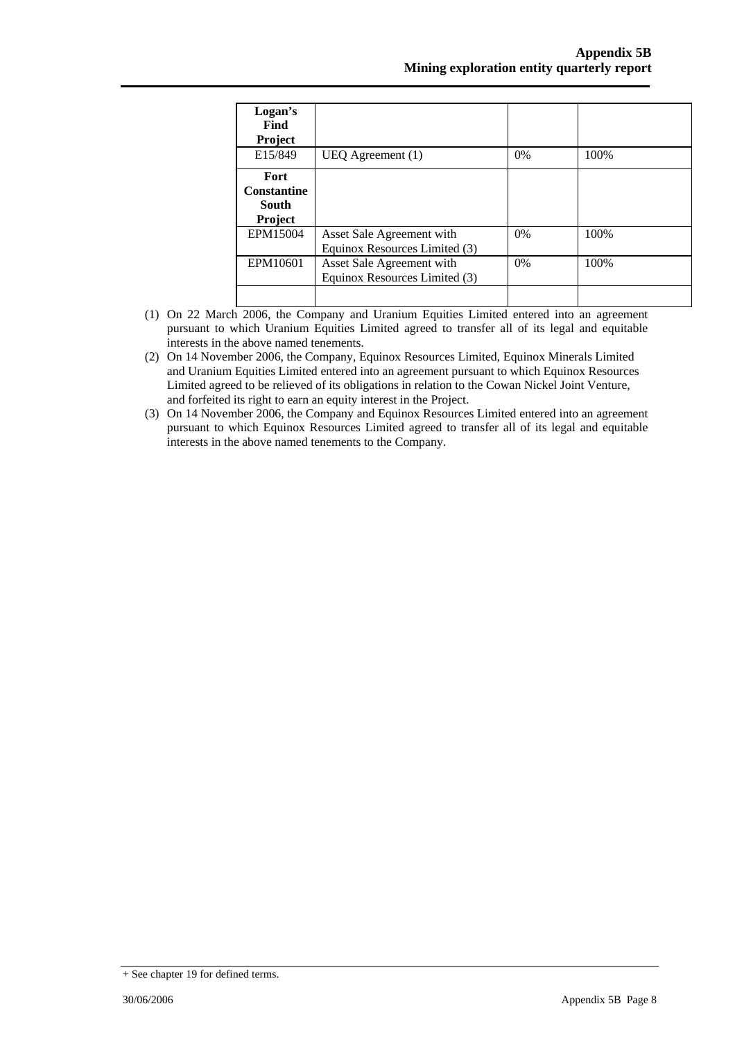| **Logan's Find Project** | | | |
|---|---|---|---|
| E15/849 | UEQ Agreement (1) | 0% | 100% |
| **Fort Constantine South Project** | | | |
| EPM15004 | Asset Sale Agreement with Equinox Resources Limited (3) | 0% | 100% |
| EPM10601 | Asset Sale Agreement with Equinox Resources Limited (3) | 0% | 100% |
| | | | |

(1) On 22 March 2006, the Company and Uranium Equities Limited entered into an agreement pursuant to which Uranium Equities Limited agreed to transfer all of its legal and equitable interests in the above named tenements.

(2) On 14 November 2006, the Company, Equinox Resources Limited, Equinox Minerals Limited and Uranium Equities Limited entered into an agreement pursuant to which Equinox Resources Limited agreed to be relieved of its obligations in relation to the Cowan Nickel Joint Venture, and forfeited its right to earn an equity interest in the Project.

(3) On 14 November 2006, the Company and Equinox Resources Limited entered into an agreement pursuant to which Equinox Resources Limited agreed to transfer all of its legal and equitable interests in the above named tenements to the Company.

+ See chapter 19 for defined terms.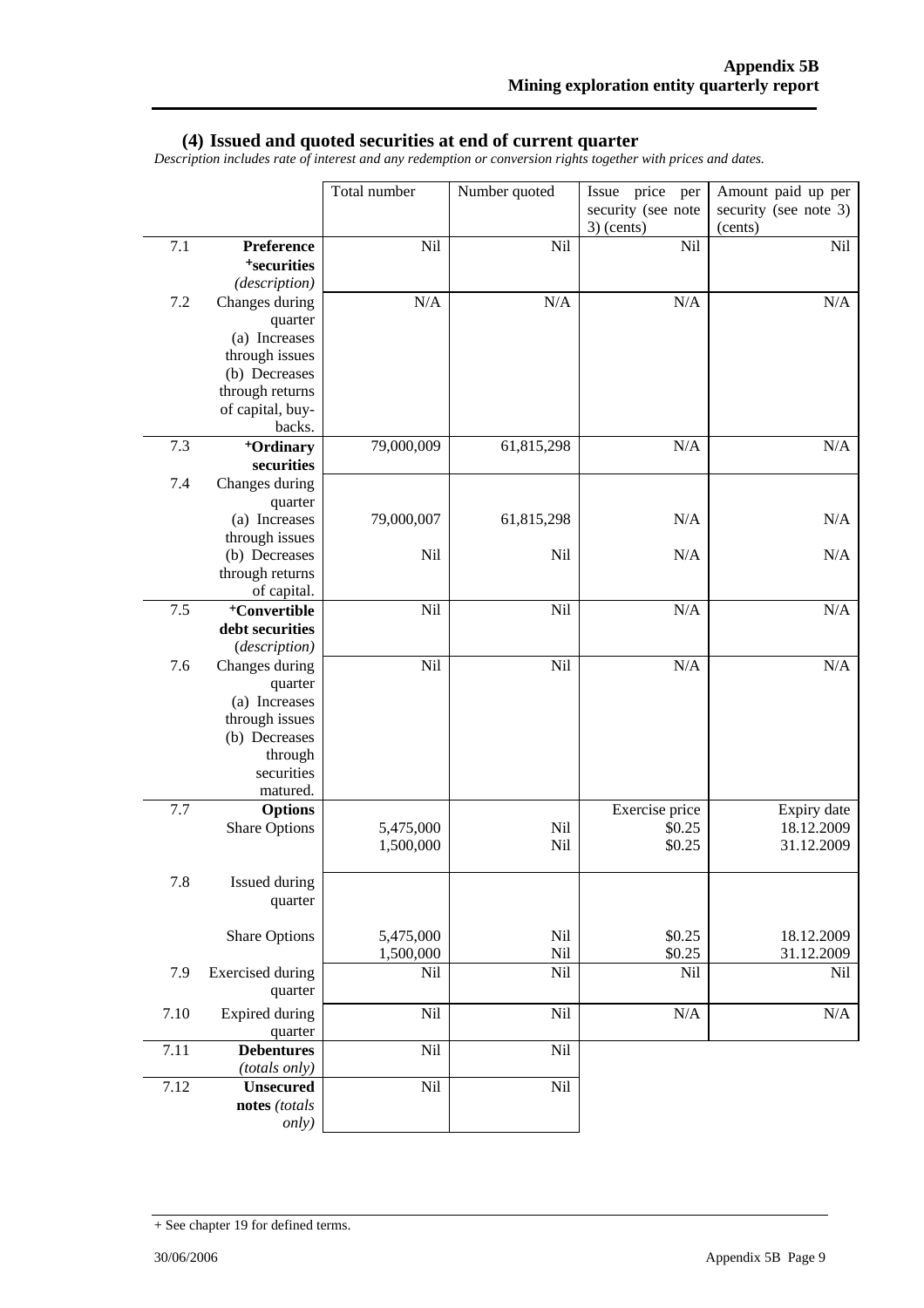## (4) Issued and quoted securities at end of current quarter

*Description includes rate of interest and any redemption or conversion rights together with prices and dates.*

| | | Total number | Number quoted | Issue price per security (see note 3) (cents) | Amount paid up per security (see note 3) (cents) |
|---|---|---|---|---|---|
| 7.1 | **Preference +securities** *(description)* | Nil | Nil | Nil | Nil |
| 7.2 | Changes during quarter (a) Increases through issues (b) Decreases through returns of capital, buy-backs. | N/A | N/A | N/A | N/A |
| 7.3 | **+Ordinary securities** | 79,000,009 | 61,815,298 | N/A | N/A |
| 7.4 | Changes during quarter | | | | |
| | (a) Increases through issues | 79,000,007 | 61,815,298 | N/A | N/A |
| | (b) Decreases through returns of capital. | Nil | Nil | N/A | N/A |
| 7.5 | **+Convertible debt securities** *(description)* | Nil | Nil | N/A | N/A |
| 7.6 | Changes during quarter (a) Increases through issues (b) Decreases through securities matured. | Nil | Nil | N/A | N/A |
| 7.7 | **Options** | | | Exercise price | Expiry date |
| | Share Options | 5,475,000 | Nil | $0.25 | 18.12.2009 |
| | | 1,500,000 | Nil | $0.25 | 31.12.2009 |
| 7.8 | Issued during quarter | | | | |
| | Share Options | 5,475,000 | Nil | $0.25 | 18.12.2009 |
| | | 1,500,000 | Nil | $0.25 | 31.12.2009 |
| 7.9 | Exercised during quarter | Nil | Nil | Nil | Nil |
| 7.10 | Expired during quarter | Nil | Nil | N/A | N/A |
| 7.11 | **Debentures** *(totals only)* | Nil | Nil | | |
| 7.12 | **Unsecured notes** *(totals only)* | Nil | Nil | | |

+ See chapter 19 for defined terms.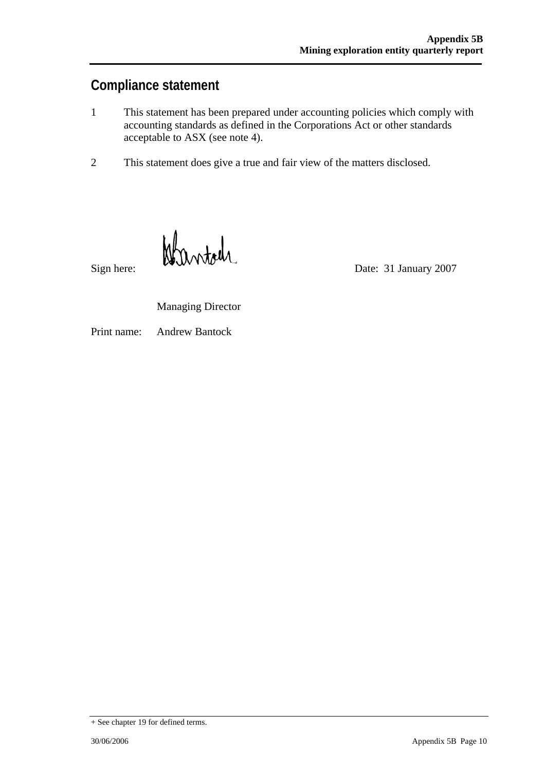## Compliance statement

1. This statement has been prepared under accounting policies which comply with accounting standards as defined in the Corporations Act or other standards acceptable to ASX (see note 4).

2. This statement does give a true and fair view of the matters disclosed.

Sign here: Date: 31 January 2007

Managing Director

Print name: Andrew Bantock

+ See chapter 19 for defined terms.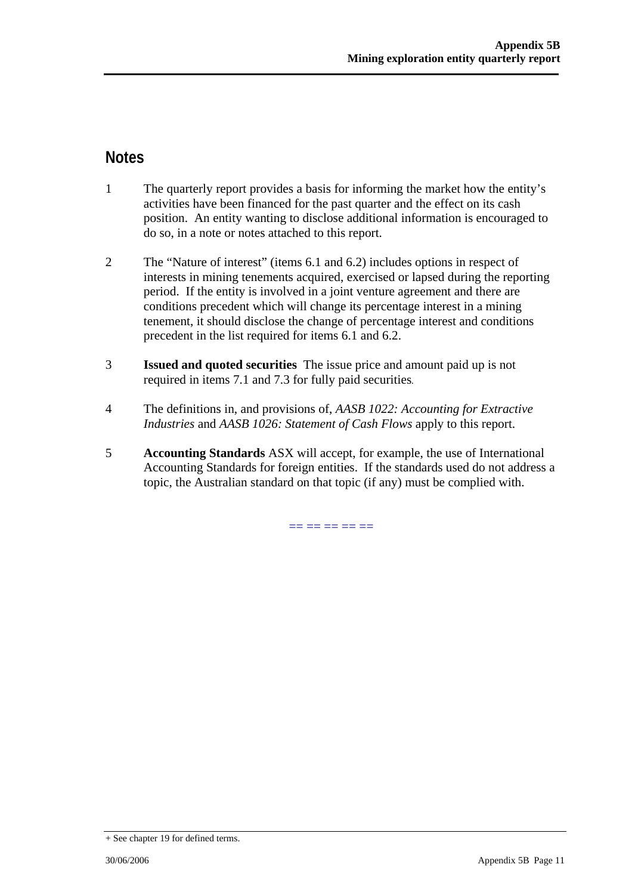## Notes

1. The quarterly report provides a basis for informing the market how the entity's activities have been financed for the past quarter and the effect on its cash position. An entity wanting to disclose additional information is encouraged to do so, in a note or notes attached to this report.

2. The "Nature of interest" (items 6.1 and 6.2) includes options in respect of interests in mining tenements acquired, exercised or lapsed during the reporting period. If the entity is involved in a joint venture agreement and there are conditions precedent which will change its percentage interest in a mining tenement, it should disclose the change of percentage interest and conditions precedent in the list required for items 6.1 and 6.2.

3. **Issued and quoted securities** The issue price and amount paid up is not required in items 7.1 and 7.3 for fully paid securities.

4. The definitions in, and provisions of, *AASB 1022: Accounting for Extractive Industries* and *AASB 1026: Statement of Cash Flows* apply to this report.

5. **Accounting Standards** ASX will accept, for example, the use of International Accounting Standards for foreign entities. If the standards used do not address a topic, the Australian standard on that topic (if any) must be complied with.

== == == == ==

+ See chapter 19 for defined terms.